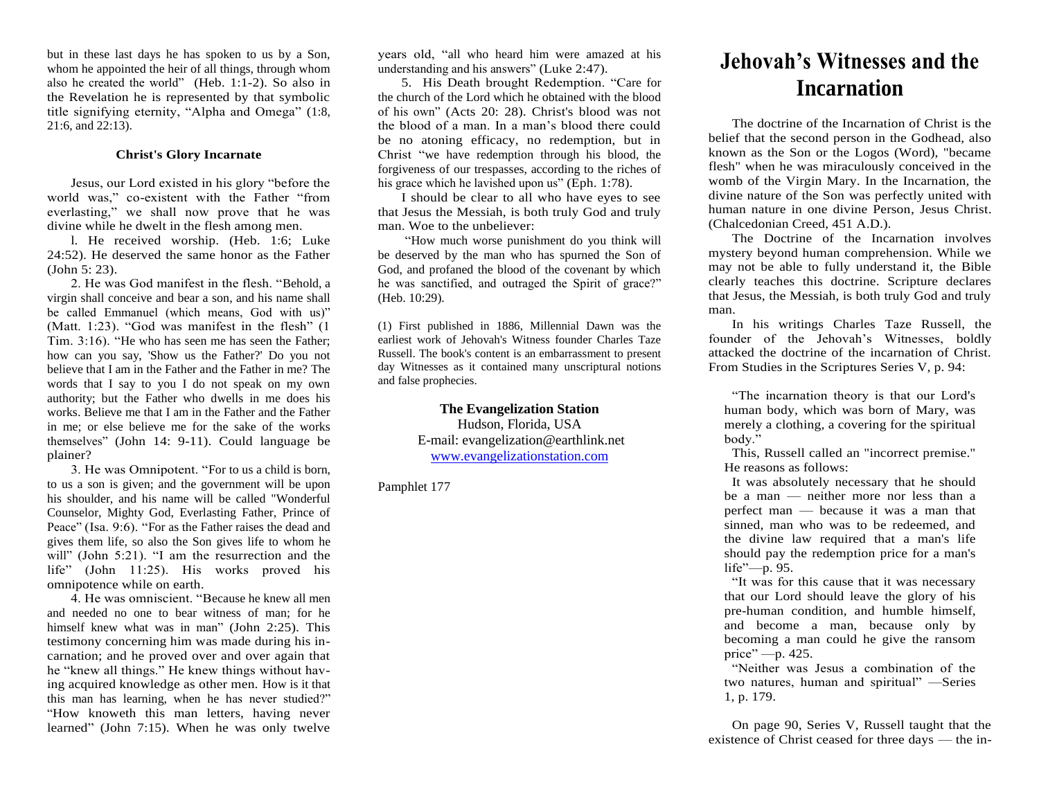but in these last days he has spoken to us by a Son, whom he appointed the heir of all things, through whom also he created the world" (Heb. 1:1-2). So also in the Revelation he is represented by that symbolic title signifying eternity, "Alpha and Omega" (1:8, 21:6, and 22:13).

### Christ's Glory Incarnate

Jesus, our Lord existed in his glory "before the world was," co-existent with the Father "from everlasting," we shall now prove that he was divine while he dwelt in the flesh among men.

1. He received worship. (Heb. 1:6; Luke 24:52). He deserved the same honor as the Father (John 5: 23).

2. He was God manifest in the flesh. "Behold, a virgin shall conceive and bear a son, and his name shall be called Emmanuel (which means, God with us)" (Matt. 1:23). "God was manifest in the flesh" (1 Tim. 3:16). "He who has seen me has seen the Father; how can you say, 'Show us the Father?' Do you not believe that I am in the Father and the Father in me? The words that I say to you I do not speak on my own authority; but the Father who dwells in me does his works. Believe me that I am in the Father and the Father in me; or else believe me for the sake of the works themselves" (John 14: 9-11). Could language be plainer?

3. He was Omnipotent. "For to us a child is born, to us a son is given; and the government will be upon his shoulder, and his name will be called "Wonderful Counselor, Mighty God, Everlasting Father, Prince of Peace" (Isa. 9:6). "For as the Father raises the dead and gives them life, so also the Son gives life to whom he will" (John 5:21). "I am the resurrection and the life" (John 11:25). His works proved his omnipotence while on earth.

4. He was omniscient. "Because he knew all men and needed no one to bear witness of man; for he himself knew what was in man" (John 2:25). This testimony concerning him was made during his incarnation; and he proved over and over again that he "knew all things." He knew things without having acquired knowledge as other men. How is it that this man has learning, when he has never studied?" "How knoweth this man letters, having never learned" (John 7:15). When he was only twelve years old, "all who heard him were amazed at his understanding and his answers" (Luke 2:47).

5. His Death brought Redemption. "Care for the church of the Lord which he obtained with the blood of his own" (Acts 20: 28). Christ's blood was not the blood of a man. In a man's blood there could be no atoning efficacy, no redemption, but in Christ "we have redemption through his blood, the forgiveness of our trespasses, according to the riches of his grace which he lavished upon us" (Eph. 1:78).

I should be clear to all who have eyes to see that Jesus the Messiah, is both truly God and truly man. Woe to the unbeliever:

"How much worse punishment do you think will be deserved by the man who has spurned the Son of God, and profaned the blood of the covenant by which he was sanctified, and outraged the Spirit of grace?" (Heb. 10:29).

(1) First published in 1886, Millennial Dawn was the earliest work of Jehovah's Witness founder Charles Taze Russell. The book's content is an embarrassment to present day Witnesses as it contained many unscriptural notions and false prophecies.

**The Evangelization Station**
Hudson, Florida, USA
E-mail: evangelization@earthlink.net
www.evangelizationstation.com

Pamphlet 177

# Jehovah's Witnesses and the Incarnation

The doctrine of the Incarnation of Christ is the belief that the second person in the Godhead, also known as the Son or the Logos (Word), "became flesh" when he was miraculously conceived in the womb of the Virgin Mary. In the Incarnation, the divine nature of the Son was perfectly united with human nature in one divine Person, Jesus Christ. (Chalcedonian Creed, 451 A.D.).

The Doctrine of the Incarnation involves mystery beyond human comprehension. While we may not be able to fully understand it, the Bible clearly teaches this doctrine. Scripture declares that Jesus, the Messiah, is both truly God and truly man.

In his writings Charles Taze Russell, the founder of the Jehovah's Witnesses, boldly attacked the doctrine of the incarnation of Christ. From Studies in the Scriptures Series V, p. 94:

> "The incarnation theory is that our Lord's human body, which was born of Mary, was merely a clothing, a covering for the spiritual body."
>
> This, Russell called an "incorrect premise." He reasons as follows:
>
> It was absolutely necessary that he should be a man — neither more nor less than a perfect man — because it was a man that sinned, man who was to be redeemed, and the divine law required that a man's life should pay the redemption price for a man's life"—p. 95.
>
> "It was for this cause that it was necessary that our Lord should leave the glory of his pre-human condition, and humble himself, and become a man, because only by becoming a man could he give the ransom price" —p. 425.
>
> "Neither was Jesus a combination of the two natures, human and spiritual" —Series 1, p. 179.

On page 90, Series V, Russell taught that the existence of Christ ceased for three days — the in-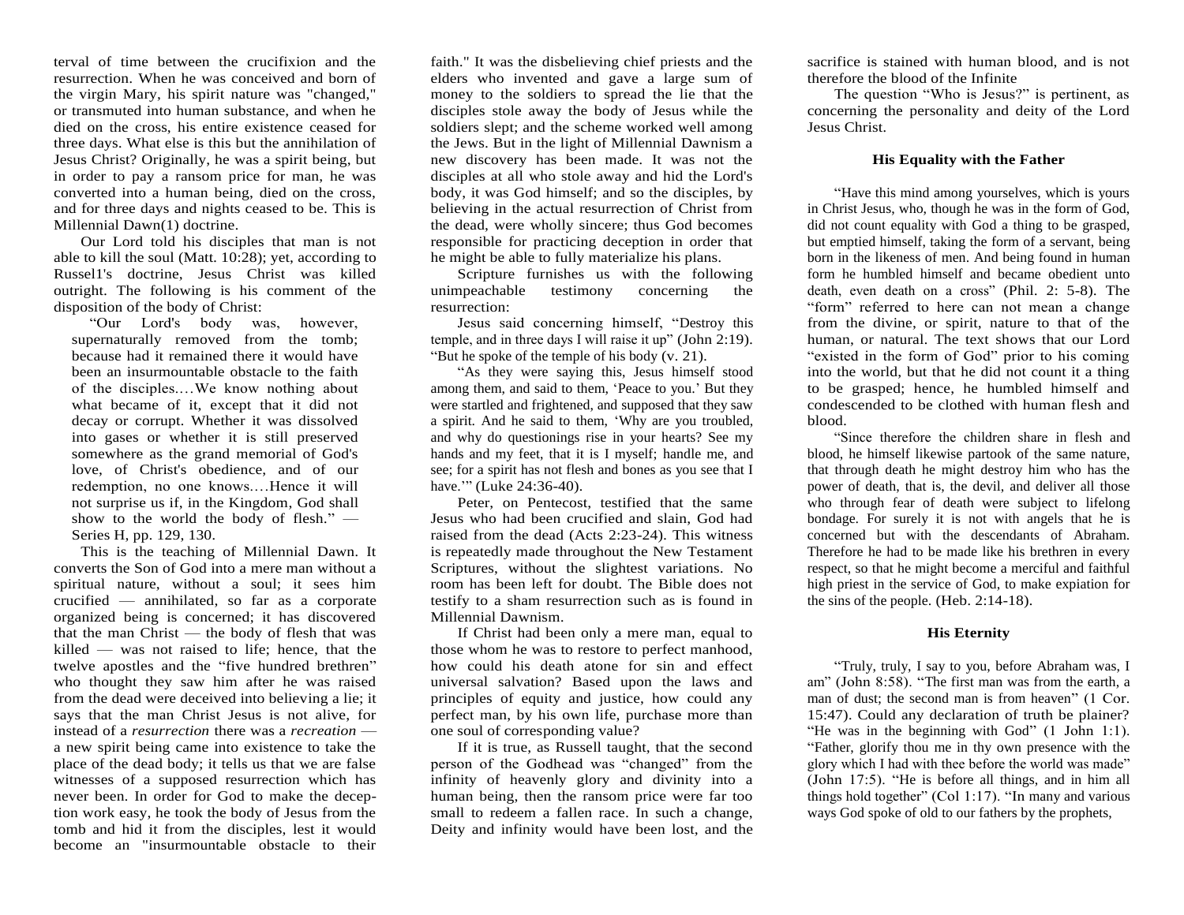terval of time between the crucifixion and the resurrection. When he was conceived and born of the virgin Mary, his spirit nature was "changed," or transmuted into human substance, and when he died on the cross, his entire existence ceased for three days. What else is this but the annihilation of Jesus Christ? Originally, he was a spirit being, but in order to pay a ransom price for man, he was converted into a human being, died on the cross, and for three days and nights ceased to be. This is Millennial Dawn(1) doctrine.

Our Lord told his disciples that man is not able to kill the soul (Matt. 10:28); yet, according to Russel1's doctrine, Jesus Christ was killed outright. The following is his comment of the disposition of the body of Christ:

> "Our Lord's body was, however, supernaturally removed from the tomb; because had it remained there it would have been an insurmountable obstacle to the faith of the disciples.…We know nothing about what became of it, except that it did not decay or corrupt. Whether it was dissolved into gases or whether it is still preserved somewhere as the grand memorial of God's love, of Christ's obedience, and of our redemption, no one knows.…Hence it will not surprise us if, in the Kingdom, God shall show to the world the body of flesh." — Series H, pp. 129, 130.

This is the teaching of Millennial Dawn. It converts the Son of God into a mere man without a spiritual nature, without a soul; it sees him crucified — annihilated, so far as a corporate organized being is concerned; it has discovered that the man Christ — the body of flesh that was killed — was not raised to life; hence, that the twelve apostles and the "five hundred brethren" who thought they saw him after he was raised from the dead were deceived into believing a lie; it says that the man Christ Jesus is not alive, for instead of a *resurrection* there was a *recreation* — a new spirit being came into existence to take the place of the dead body; it tells us that we are false witnesses of a supposed resurrection which has never been. In order for God to make the deception work easy, he took the body of Jesus from the tomb and hid it from the disciples, lest it would become an "insurmountable obstacle to their faith." It was the disbelieving chief priests and the elders who invented and gave a large sum of money to the soldiers to spread the lie that the disciples stole away the body of Jesus while the soldiers slept; and the scheme worked well among the Jews. But in the light of Millennial Dawnism a new discovery has been made. It was not the disciples at all who stole away and hid the Lord's body, it was God himself; and so the disciples, by believing in the actual resurrection of Christ from the dead, were wholly sincere; thus God becomes responsible for practicing deception in order that he might be able to fully materialize his plans.

Scripture furnishes us with the following unimpeachable testimony concerning the resurrection:

Jesus said concerning himself, "Destroy this temple, and in three days I will raise it up" (John 2:19). "But he spoke of the temple of his body (v. 21).

"As they were saying this, Jesus himself stood among them, and said to them, 'Peace to you.' But they were startled and frightened, and supposed that they saw a spirit. And he said to them, 'Why are you troubled, and why do questionings rise in your hearts? See my hands and my feet, that it is I myself; handle me, and see; for a spirit has not flesh and bones as you see that I have.'" (Luke 24:36-40).

Peter, on Pentecost, testified that the same Jesus who had been crucified and slain, God had raised from the dead (Acts 2:23-24). This witness is repeatedly made throughout the New Testament Scriptures, without the slightest variations. No room has been left for doubt. The Bible does not testify to a sham resurrection such as is found in Millennial Dawnism.

If Christ had been only a mere man, equal to those whom he was to restore to perfect manhood, how could his death atone for sin and effect universal salvation? Based upon the laws and principles of equity and justice, how could any perfect man, by his own life, purchase more than one soul of corresponding value?

If it is true, as Russell taught, that the second person of the Godhead was "changed" from the infinity of heavenly glory and divinity into a human being, then the ransom price were far too small to redeem a fallen race. In such a change, Deity and infinity would have been lost, and the sacrifice is stained with human blood, and is not therefore the blood of the Infinite

The question "Who is Jesus?" is pertinent, as concerning the personality and deity of the Lord Jesus Christ.

### His Equality with the Father

"Have this mind among yourselves, which is yours in Christ Jesus, who, though he was in the form of God, did not count equality with God a thing to be grasped, but emptied himself, taking the form of a servant, being born in the likeness of men. And being found in human form he humbled himself and became obedient unto death, even death on a cross" (Phil. 2: 5-8). The "form" referred to here can not mean a change from the divine, or spirit, nature to that of the human, or natural. The text shows that our Lord "existed in the form of God" prior to his coming into the world, but that he did not count it a thing to be grasped; hence, he humbled himself and condescended to be clothed with human flesh and blood.

"Since therefore the children share in flesh and blood, he himself likewise partook of the same nature, that through death he might destroy him who has the power of death, that is, the devil, and deliver all those who through fear of death were subject to lifelong bondage. For surely it is not with angels that he is concerned but with the descendants of Abraham. Therefore he had to be made like his brethren in every respect, so that he might become a merciful and faithful high priest in the service of God, to make expiation for the sins of the people. (Heb. 2:14-18).

### His Eternity

"Truly, truly, I say to you, before Abraham was, I am" (John 8:58). "The first man was from the earth, a man of dust; the second man is from heaven" (1 Cor. 15:47). Could any declaration of truth be plainer? "He was in the beginning with God" (1 John 1:1). "Father, glorify thou me in thy own presence with the glory which I had with thee before the world was made" (John 17:5). "He is before all things, and in him all things hold together" (Col 1:17). "In many and various ways God spoke of old to our fathers by the prophets,